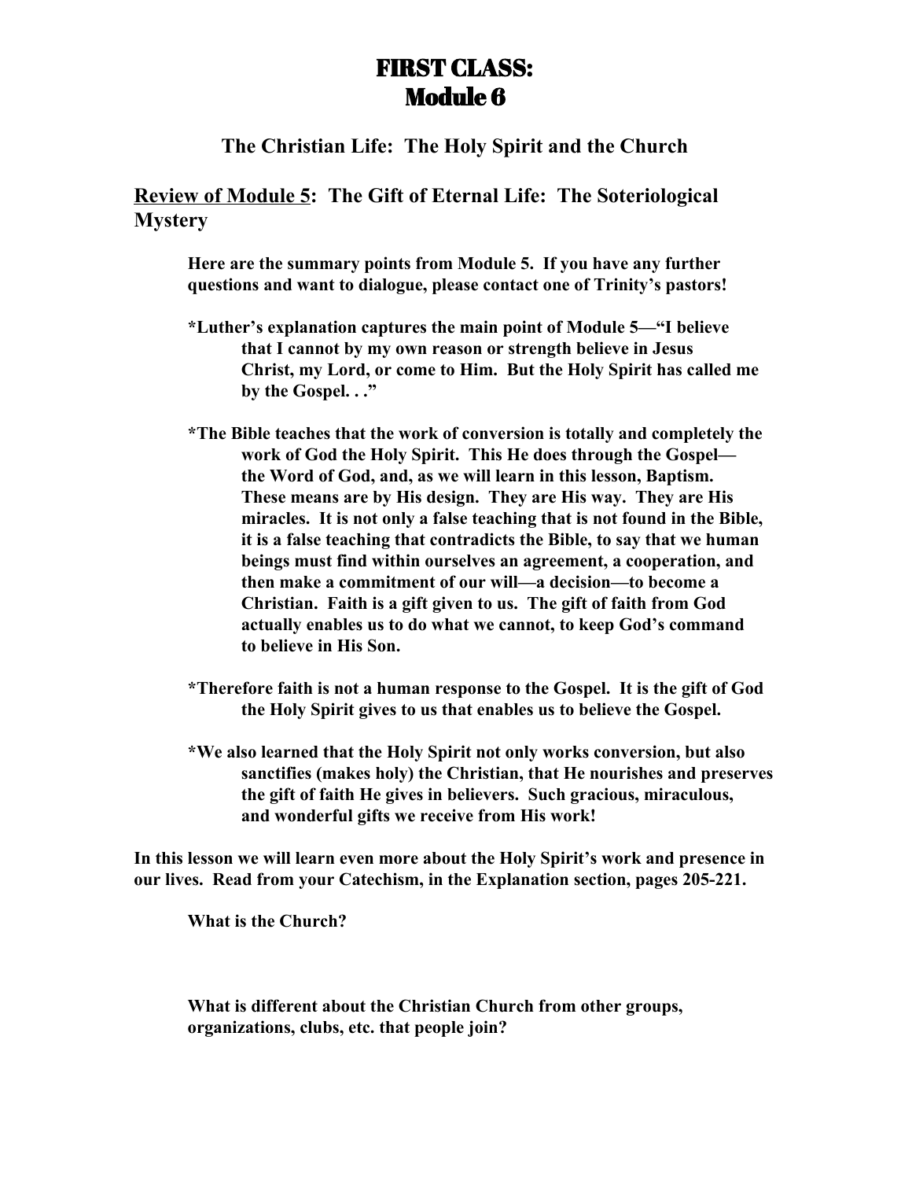# FIRST CLASS:
# Module 6

## The Christian Life: The Holy Spirit and the Church

## <u>Review of Module 5</u>: The Gift of Eternal Life: The Soteriological Mystery

**Here are the summary points from Module 5. If you have any further questions and want to dialogue, please contact one of Trinity's pastors!**

**\*Luther's explanation captures the main point of Module 5—"I believe that I cannot by my own reason or strength believe in Jesus Christ, my Lord, or come to Him. But the Holy Spirit has called me by the Gospel. . ."**

**\*The Bible teaches that the work of conversion is totally and completely the work of God the Holy Spirit. This He does through the Gospel—the Word of God, and, as we will learn in this lesson, Baptism. These means are by His design. They are His way. They are His miracles. It is not only a false teaching that is not found in the Bible, it is a false teaching that contradicts the Bible, to say that we human beings must find within ourselves an agreement, a cooperation, and then make a commitment of our will—a decision—to become a Christian. Faith is a gift given to us. The gift of faith from God actually enables us to do what we cannot, to keep God's command to believe in His Son.**

**\*Therefore faith is not a human response to the Gospel. It is the gift of God the Holy Spirit gives to us that enables us to believe the Gospel.**

**\*We also learned that the Holy Spirit not only works conversion, but also sanctifies (makes holy) the Christian, that He nourishes and preserves the gift of faith He gives in believers. Such gracious, miraculous, and wonderful gifts we receive from His work!**

**In this lesson we will learn even more about the Holy Spirit's work and presence in our lives. Read from your Catechism, in the Explanation section, pages 205-221.**

**What is the Church?**

**What is different about the Christian Church from other groups, organizations, clubs, etc. that people join?**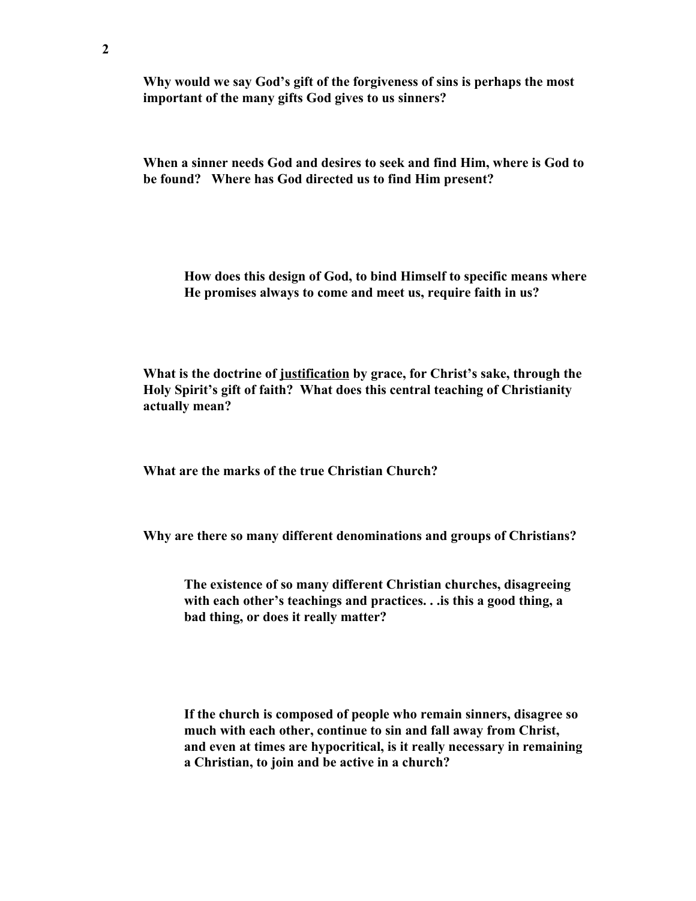**Why would we say God's gift of the forgiveness of sins is perhaps the most important of the many gifts God gives to us sinners?**

**When a sinner needs God and desires to seek and find Him, where is God to be found? Where has God directed us to find Him present?**

> **How does this design of God, to bind Himself to specific means where He promises always to come and meet us, require faith in us?**

**What is the doctrine of <u>justification</u> by grace, for Christ's sake, through the Holy Spirit's gift of faith? What does this central teaching of Christianity actually mean?**

**What are the marks of the true Christian Church?**

**Why are there so many different denominations and groups of Christians?**

> **The existence of so many different Christian churches, disagreeing with each other's teachings and practices. . .is this a good thing, a bad thing, or does it really matter?**

> **If the church is composed of people who remain sinners, disagree so much with each other, continue to sin and fall away from Christ, and even at times are hypocritical, is it really necessary in remaining a Christian, to join and be active in a church?**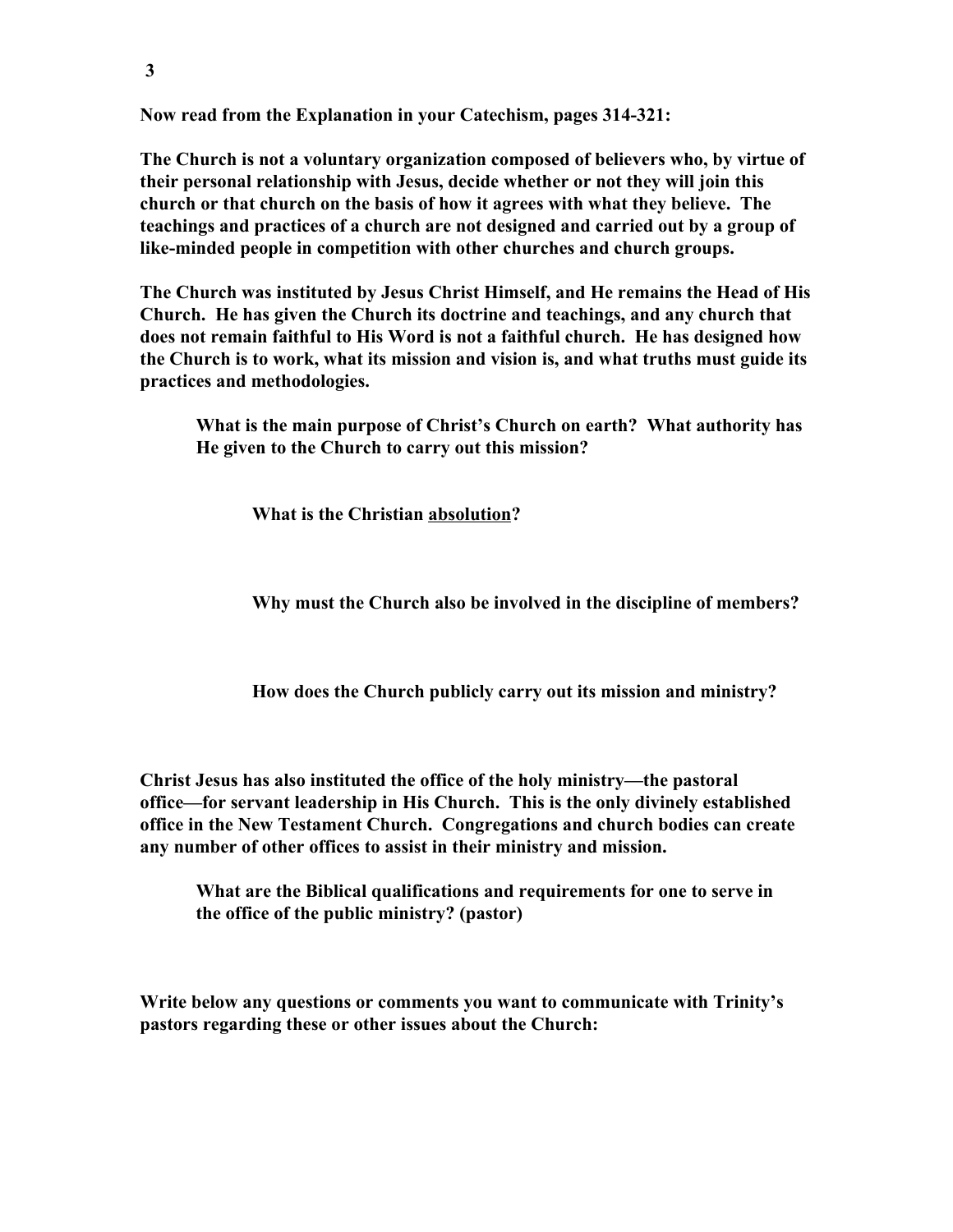**Now read from the Explanation in your Catechism, pages 314-321:**

**The Church is not a voluntary organization composed of believers who, by virtue of their personal relationship with Jesus, decide whether or not they will join this church or that church on the basis of how it agrees with what they believe. The teachings and practices of a church are not designed and carried out by a group of like-minded people in competition with other churches and church groups.**

**The Church was instituted by Jesus Christ Himself, and He remains the Head of His Church. He has given the Church its doctrine and teachings, and any church that does not remain faithful to His Word is not a faithful church. He has designed how the Church is to work, what its mission and vision is, and what truths must guide its practices and methodologies.**

> **What is the main purpose of Christ's Church on earth? What authority has He given to the Church to carry out this mission?**
>
> > **What is the Christian <u>absolution</u>?**
> >
> > **Why must the Church also be involved in the discipline of members?**
> >
> > **How does the Church publicly carry out its mission and ministry?**

**Christ Jesus has also instituted the office of the holy ministry—the pastoral office—for servant leadership in His Church. This is the only divinely established office in the New Testament Church. Congregations and church bodies can create any number of other offices to assist in their ministry and mission.**

> **What are the Biblical qualifications and requirements for one to serve in the office of the public ministry? (pastor)**

**Write below any questions or comments you want to communicate with Trinity's pastors regarding these or other issues about the Church:**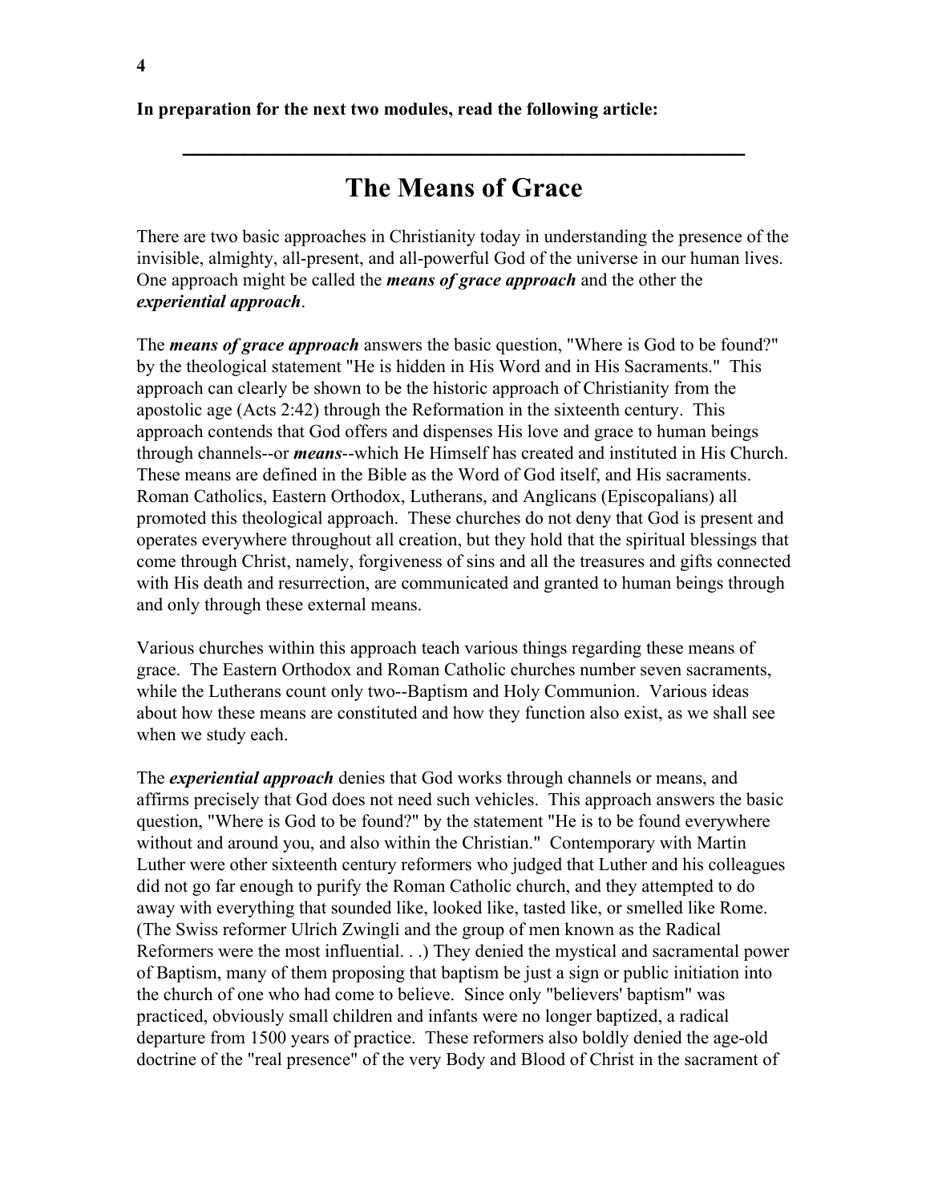**In preparation for the next two modules, read the following article:**

---

# The Means of Grace

There are two basic approaches in Christianity today in understanding the presence of the invisible, almighty, all-present, and all-powerful God of the universe in our human lives. One approach might be called the ***means of grace approach*** and the other the ***experiential approach***.

The ***means of grace approach*** answers the basic question, "Where is God to be found?" by the theological statement "He is hidden in His Word and in His Sacraments." This approach can clearly be shown to be the historic approach of Christianity from the apostolic age (Acts 2:42) through the Reformation in the sixteenth century. This approach contends that God offers and dispenses His love and grace to human beings through channels--or ***means***--which He Himself has created and instituted in His Church. These means are defined in the Bible as the Word of God itself, and His sacraments. Roman Catholics, Eastern Orthodox, Lutherans, and Anglicans (Episcopalians) all promoted this theological approach. These churches do not deny that God is present and operates everywhere throughout all creation, but they hold that the spiritual blessings that come through Christ, namely, forgiveness of sins and all the treasures and gifts connected with His death and resurrection, are communicated and granted to human beings through and only through these external means.

Various churches within this approach teach various things regarding these means of grace. The Eastern Orthodox and Roman Catholic churches number seven sacraments, while the Lutherans count only two--Baptism and Holy Communion. Various ideas about how these means are constituted and how they function also exist, as we shall see when we study each.

The ***experiential approach*** denies that God works through channels or means, and affirms precisely that God does not need such vehicles. This approach answers the basic question, "Where is God to be found?" by the statement "He is to be found everywhere without and around you, and also within the Christian." Contemporary with Martin Luther were other sixteenth century reformers who judged that Luther and his colleagues did not go far enough to purify the Roman Catholic church, and they attempted to do away with everything that sounded like, looked like, tasted like, or smelled like Rome. (The Swiss reformer Ulrich Zwingli and the group of men known as the Radical Reformers were the most influential. . .) They denied the mystical and sacramental power of Baptism, many of them proposing that baptism be just a sign or public initiation into the church of one who had come to believe. Since only "believers' baptism" was practiced, obviously small children and infants were no longer baptized, a radical departure from 1500 years of practice. These reformers also boldly denied the age-old doctrine of the "real presence" of the very Body and Blood of Christ in the sacrament of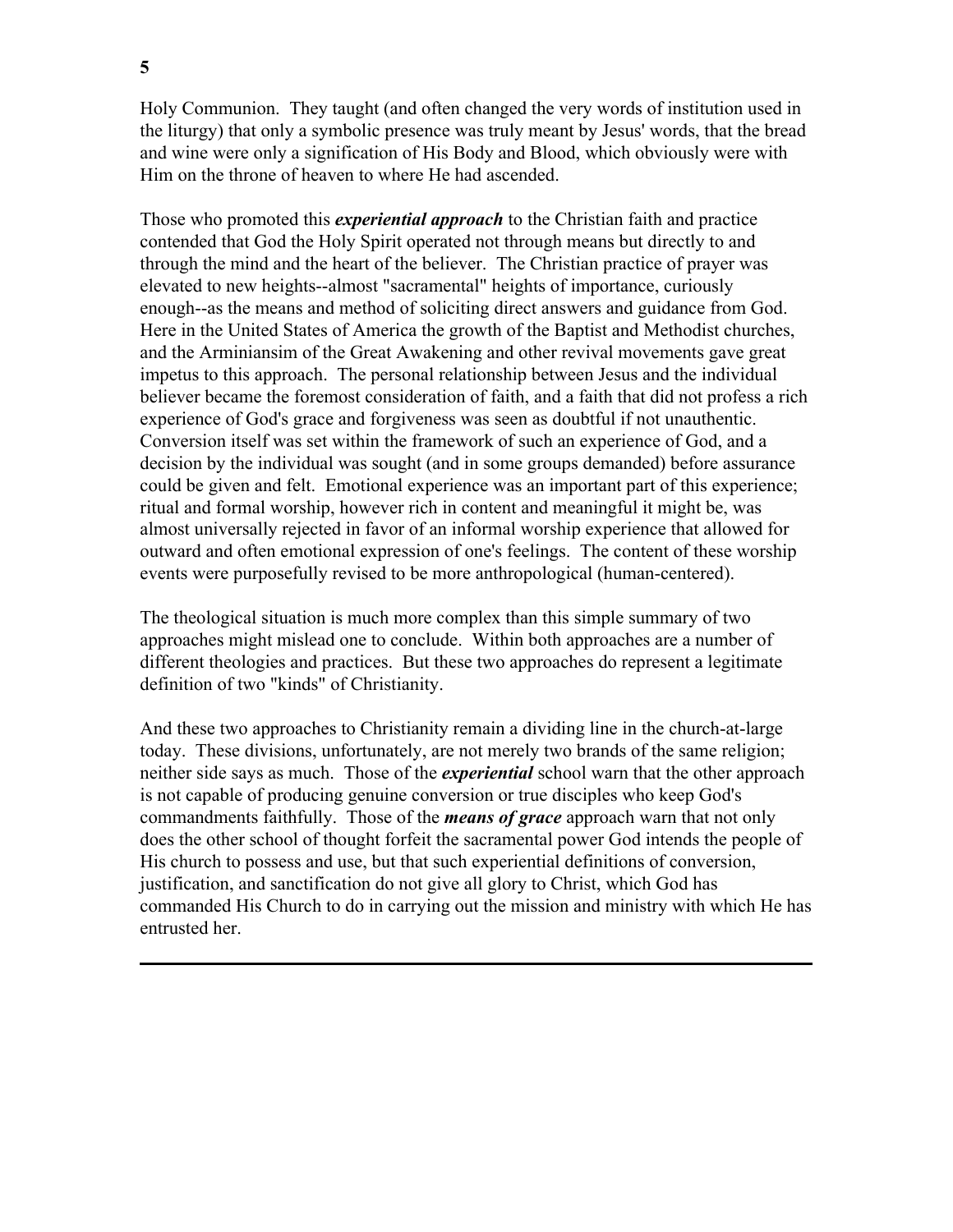Holy Communion. They taught (and often changed the very words of institution used in the liturgy) that only a symbolic presence was truly meant by Jesus' words, that the bread and wine were only a signification of His Body and Blood, which obviously were with Him on the throne of heaven to where He had ascended.

Those who promoted this ***experiential approach*** to the Christian faith and practice contended that God the Holy Spirit operated not through means but directly to and through the mind and the heart of the believer. The Christian practice of prayer was elevated to new heights--almost "sacramental" heights of importance, curiously enough--as the means and method of soliciting direct answers and guidance from God. Here in the United States of America the growth of the Baptist and Methodist churches, and the Arminiansim of the Great Awakening and other revival movements gave great impetus to this approach. The personal relationship between Jesus and the individual believer became the foremost consideration of faith, and a faith that did not profess a rich experience of God's grace and forgiveness was seen as doubtful if not unauthentic. Conversion itself was set within the framework of such an experience of God, and a decision by the individual was sought (and in some groups demanded) before assurance could be given and felt. Emotional experience was an important part of this experience; ritual and formal worship, however rich in content and meaningful it might be, was almost universally rejected in favor of an informal worship experience that allowed for outward and often emotional expression of one's feelings. The content of these worship events were purposefully revised to be more anthropological (human-centered).

The theological situation is much more complex than this simple summary of two approaches might mislead one to conclude. Within both approaches are a number of different theologies and practices. But these two approaches do represent a legitimate definition of two "kinds" of Christianity.

And these two approaches to Christianity remain a dividing line in the church-at-large today. These divisions, unfortunately, are not merely two brands of the same religion; neither side says as much. Those of the ***experiential*** school warn that the other approach is not capable of producing genuine conversion or true disciples who keep God's commandments faithfully. Those of the ***means of grace*** approach warn that not only does the other school of thought forfeit the sacramental power God intends the people of His church to possess and use, but that such experiential definitions of conversion, justification, and sanctification do not give all glory to Christ, which God has commanded His Church to do in carrying out the mission and ministry with which He has entrusted her.

---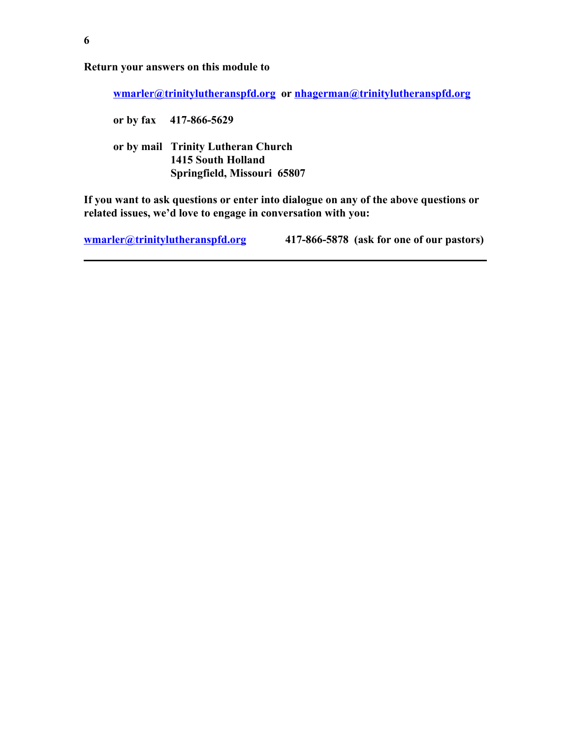**Return your answers on this module to**

**wmarler@trinitylutheranspfd.org or nhagerman@trinitylutheranspfd.org**

**or by fax 417-866-5629**

**or by mail Trinity Lutheran Church**
**1415 South Holland**
**Springfield, Missouri 65807**

**If you want to ask questions or enter into dialogue on any of the above questions or related issues, we'd love to engage in conversation with you:**

**wmarler@trinitylutheranspfd.org 417-866-5878 (ask for one of our pastors)**

---